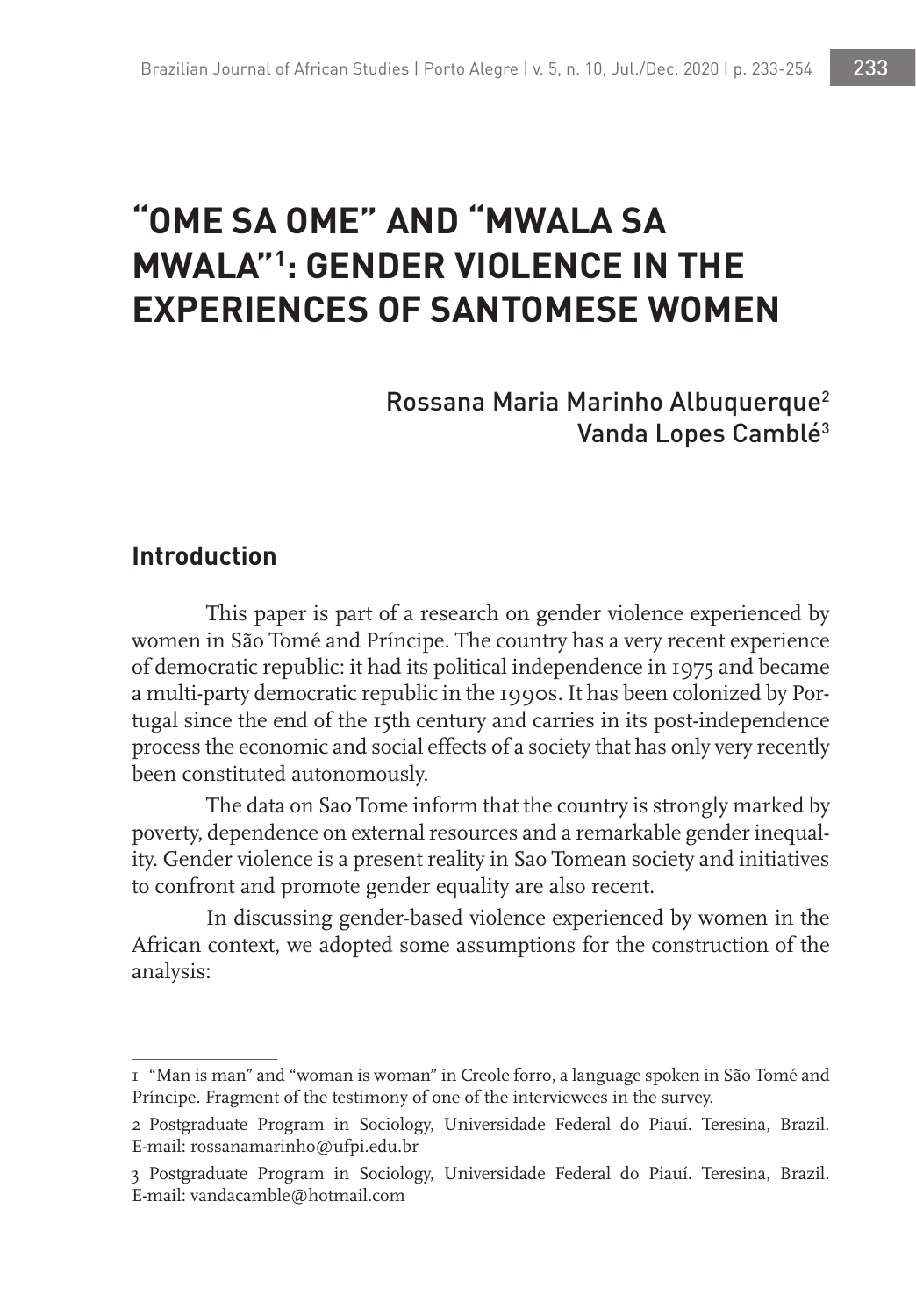# "OME SA OME" AND "MWALA SA MWALA"[1]: GENDER VIOLENCE IN THE EXPERIENCES OF SANTOMESE WOMEN

Rossana Maria Marinho Albuquerque[2]
Vanda Lopes Camblé[3]

## Introduction

This paper is part of a research on gender violence experienced by women in São Tomé and Príncipe. The country has a very recent experience of democratic republic: it had its political independence in 1975 and became a multi-party democratic republic in the 1990s. It has been colonized by Portugal since the end of the 15th century and carries in its post-independence process the economic and social effects of a society that has only very recently been constituted autonomously.

The data on Sao Tome inform that the country is strongly marked by poverty, dependence on external resources and a remarkable gender inequality. Gender violence is a present reality in Sao Tomean society and initiatives to confront and promote gender equality are also recent.

In discussing gender-based violence experienced by women in the African context, we adopted some assumptions for the construction of the analysis:

---

1 "Man is man" and "woman is woman" in Creole forro, a language spoken in São Tomé and Príncipe. Fragment of the testimony of one of the interviewees in the survey.

2 Postgraduate Program in Sociology, Universidade Federal do Piauí. Teresina, Brazil. E-mail: rossanamarinho@ufpi.edu.br

3 Postgraduate Program in Sociology, Universidade Federal do Piauí. Teresina, Brazil. E-mail: vandacamble@hotmail.com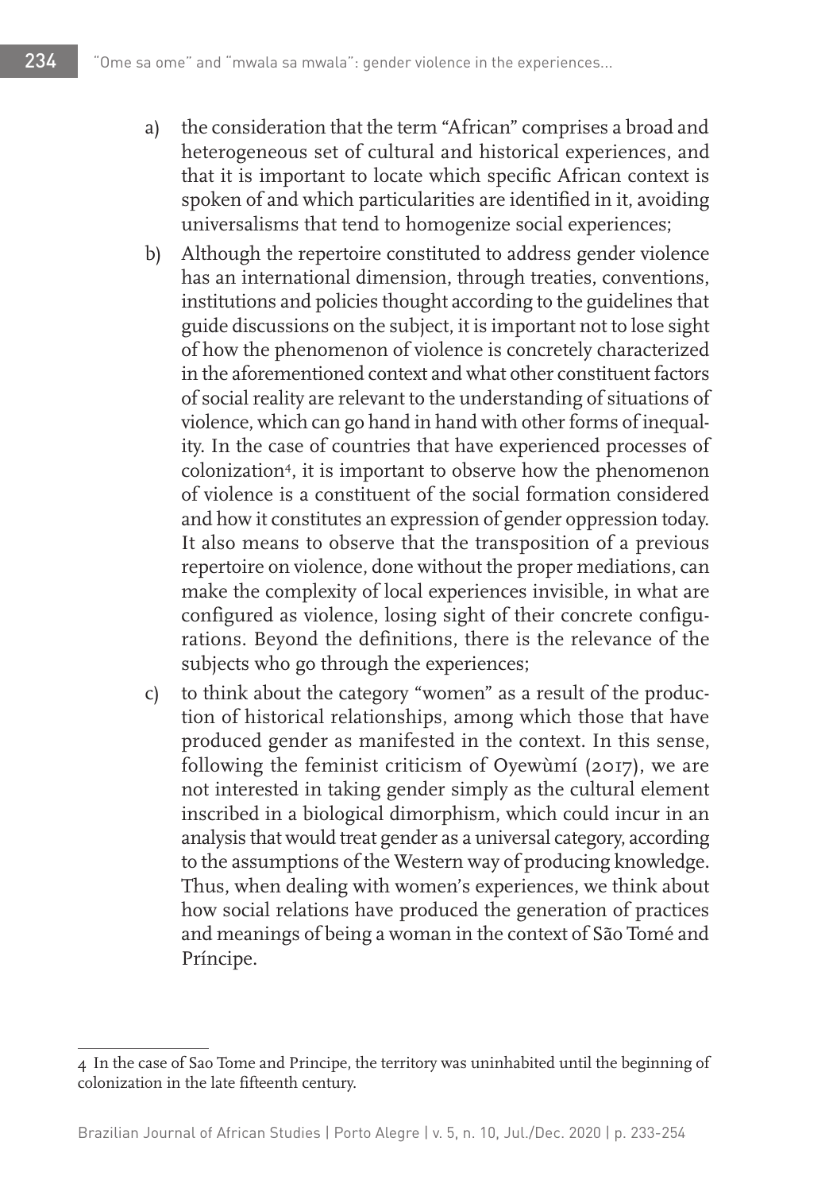a) the consideration that the term "African" comprises a broad and heterogeneous set of cultural and historical experiences, and that it is important to locate which specific African context is spoken of and which particularities are identified in it, avoiding universalisms that tend to homogenize social experiences;

b) Although the repertoire constituted to address gender violence has an international dimension, through treaties, conventions, institutions and policies thought according to the guidelines that guide discussions on the subject, it is important not to lose sight of how the phenomenon of violence is concretely characterized in the aforementioned context and what other constituent factors of social reality are relevant to the understanding of situations of violence, which can go hand in hand with other forms of inequality. In the case of countries that have experienced processes of colonization[4], it is important to observe how the phenomenon of violence is a constituent of the social formation considered and how it constitutes an expression of gender oppression today. It also means to observe that the transposition of a previous repertoire on violence, done without the proper mediations, can make the complexity of local experiences invisible, in what are configured as violence, losing sight of their concrete configurations. Beyond the definitions, there is the relevance of the subjects who go through the experiences;

c) to think about the category "women" as a result of the production of historical relationships, among which those that have produced gender as manifested in the context. In this sense, following the feminist criticism of Oyewùmí (2017), we are not interested in taking gender simply as the cultural element inscribed in a biological dimorphism, which could incur in an analysis that would treat gender as a universal category, according to the assumptions of the Western way of producing knowledge. Thus, when dealing with women's experiences, we think about how social relations have produced the generation of practices and meanings of being a woman in the context of São Tomé and Príncipe.

---

4 In the case of Sao Tome and Principe, the territory was uninhabited until the beginning of colonization in the late fifteenth century.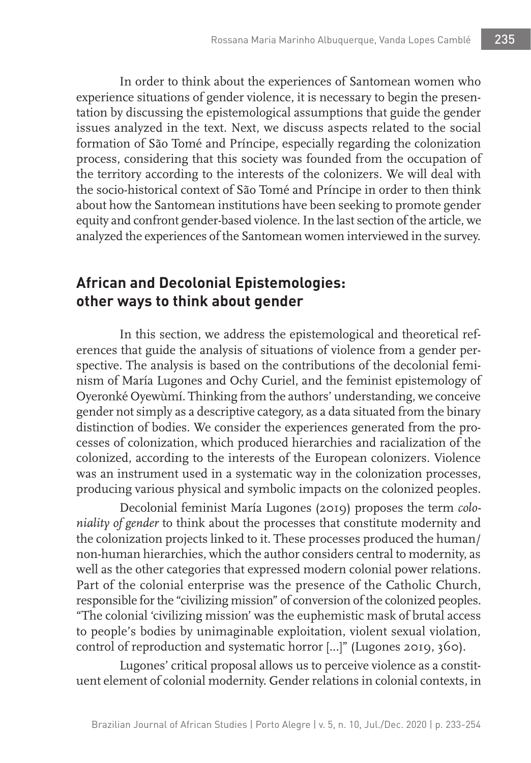In order to think about the experiences of Santomean women who experience situations of gender violence, it is necessary to begin the presentation by discussing the epistemological assumptions that guide the gender issues analyzed in the text. Next, we discuss aspects related to the social formation of São Tomé and Príncipe, especially regarding the colonization process, considering that this society was founded from the occupation of the territory according to the interests of the colonizers. We will deal with the socio-historical context of São Tomé and Príncipe in order to then think about how the Santomean institutions have been seeking to promote gender equity and confront gender-based violence. In the last section of the article, we analyzed the experiences of the Santomean women interviewed in the survey.

## African and Decolonial Epistemologies: other ways to think about gender

In this section, we address the epistemological and theoretical references that guide the analysis of situations of violence from a gender perspective. The analysis is based on the contributions of the decolonial feminism of María Lugones and Ochy Curiel, and the feminist epistemology of Oyeronké Oyewùmí. Thinking from the authors' understanding, we conceive gender not simply as a descriptive category, as a data situated from the binary distinction of bodies. We consider the experiences generated from the processes of colonization, which produced hierarchies and racialization of the colonized, according to the interests of the European colonizers. Violence was an instrument used in a systematic way in the colonization processes, producing various physical and symbolic impacts on the colonized peoples.

Decolonial feminist María Lugones (2019) proposes the term *coloniality of gender* to think about the processes that constitute modernity and the colonization projects linked to it. These processes produced the human/non-human hierarchies, which the author considers central to modernity, as well as the other categories that expressed modern colonial power relations. Part of the colonial enterprise was the presence of the Catholic Church, responsible for the "civilizing mission" of conversion of the colonized peoples. "The colonial 'civilizing mission' was the euphemistic mask of brutal access to people's bodies by unimaginable exploitation, violent sexual violation, control of reproduction and systematic horror [...]" (Lugones 2019, 360).

Lugones' critical proposal allows us to perceive violence as a constituent element of colonial modernity. Gender relations in colonial contexts, in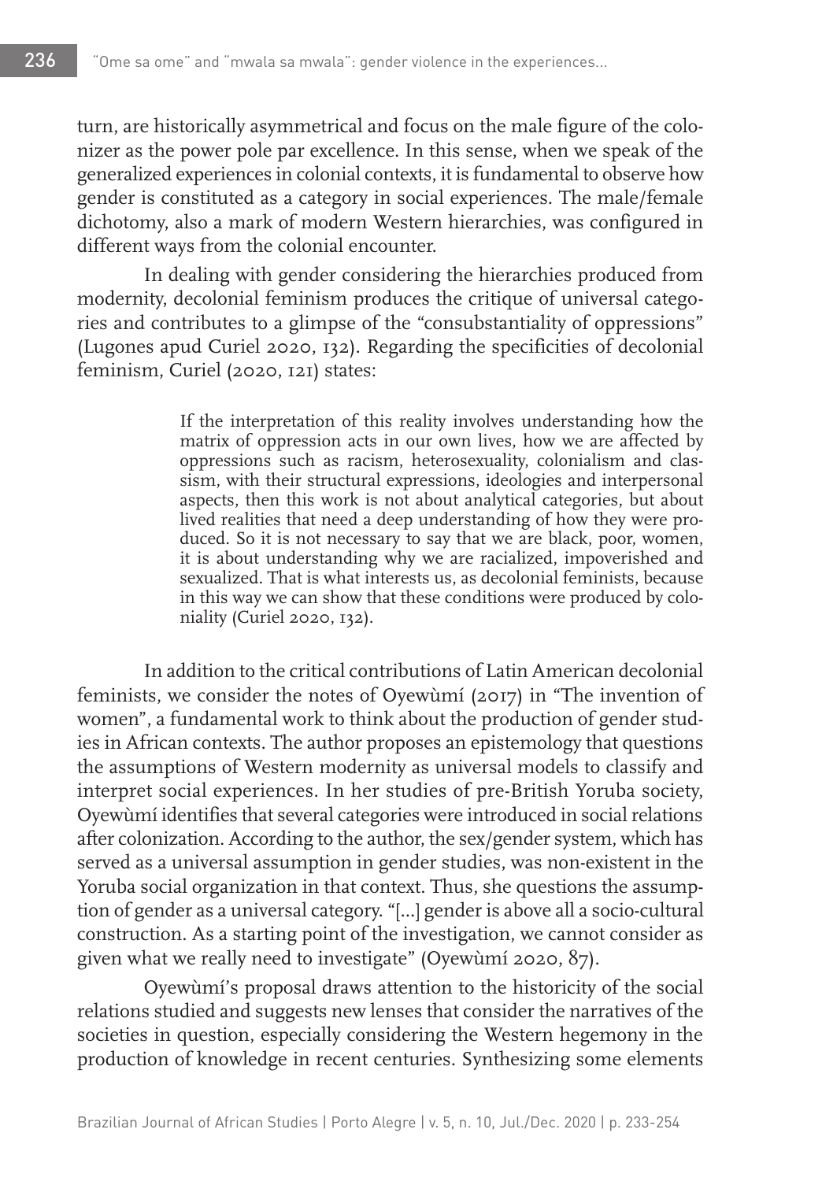turn, are historically asymmetrical and focus on the male figure of the colonizer as the power pole par excellence. In this sense, when we speak of the generalized experiences in colonial contexts, it is fundamental to observe how gender is constituted as a category in social experiences. The male/female dichotomy, also a mark of modern Western hierarchies, was configured in different ways from the colonial encounter.

In dealing with gender considering the hierarchies produced from modernity, decolonial feminism produces the critique of universal categories and contributes to a glimpse of the "consubstantiality of oppressions" (Lugones apud Curiel 2020, 132). Regarding the specificities of decolonial feminism, Curiel (2020, 121) states:

> If the interpretation of this reality involves understanding how the matrix of oppression acts in our own lives, how we are affected by oppressions such as racism, heterosexuality, colonialism and classism, with their structural expressions, ideologies and interpersonal aspects, then this work is not about analytical categories, but about lived realities that need a deep understanding of how they were produced. So it is not necessary to say that we are black, poor, women, it is about understanding why we are racialized, impoverished and sexualized. That is what interests us, as decolonial feminists, because in this way we can show that these conditions were produced by coloniality (Curiel 2020, 132).

In addition to the critical contributions of Latin American decolonial feminists, we consider the notes of Oyewùmí (2017) in "The invention of women", a fundamental work to think about the production of gender studies in African contexts. The author proposes an epistemology that questions the assumptions of Western modernity as universal models to classify and interpret social experiences. In her studies of pre-British Yoruba society, Oyewùmí identifies that several categories were introduced in social relations after colonization. According to the author, the sex/gender system, which has served as a universal assumption in gender studies, was non-existent in the Yoruba social organization in that context. Thus, she questions the assumption of gender as a universal category. "[...] gender is above all a socio-cultural construction. As a starting point of the investigation, we cannot consider as given what we really need to investigate" (Oyewùmí 2020, 87).

Oyewùmí's proposal draws attention to the historicity of the social relations studied and suggests new lenses that consider the narratives of the societies in question, especially considering the Western hegemony in the production of knowledge in recent centuries. Synthesizing some elements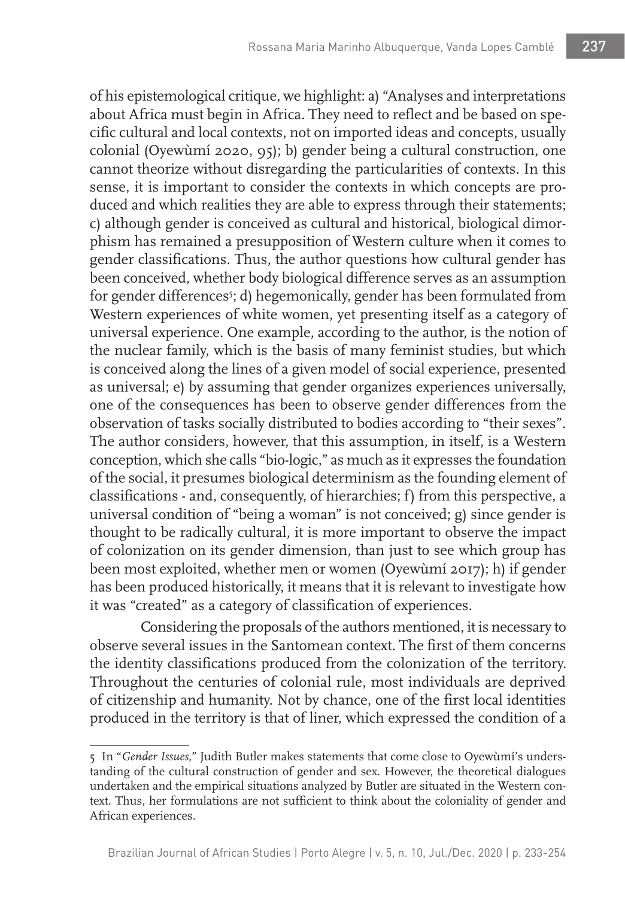of his epistemological critique, we highlight: a) “Analyses and interpretations about Africa must begin in Africa. They need to reflect and be based on specific cultural and local contexts, not on imported ideas and concepts, usually colonial (Oyewùmí 2020, 95); b) gender being a cultural construction, one cannot theorize without disregarding the particularities of contexts. In this sense, it is important to consider the contexts in which concepts are produced and which realities they are able to express through their statements; c) although gender is conceived as cultural and historical, biological dimorphism has remained a presupposition of Western culture when it comes to gender classifications. Thus, the author questions how cultural gender has been conceived, whether body biological difference serves as an assumption for gender differences[5]; d) hegemonically, gender has been formulated from Western experiences of white women, yet presenting itself as a category of universal experience. One example, according to the author, is the notion of the nuclear family, which is the basis of many feminist studies, but which is conceived along the lines of a given model of social experience, presented as universal; e) by assuming that gender organizes experiences universally, one of the consequences has been to observe gender differences from the observation of tasks socially distributed to bodies according to “their sexes”. The author considers, however, that this assumption, in itself, is a Western conception, which she calls “bio-logic,” as much as it expresses the foundation of the social, it presumes biological determinism as the founding element of classifications - and, consequently, of hierarchies; f) from this perspective, a universal condition of “being a woman” is not conceived; g) since gender is thought to be radically cultural, it is more important to observe the impact of colonization on its gender dimension, than just to see which group has been most exploited, whether men or women (Oyewùmí 2017); h) if gender has been produced historically, it means that it is relevant to investigate how it was “created” as a category of classification of experiences.

Considering the proposals of the authors mentioned, it is necessary to observe several issues in the Santomean context. The first of them concerns the identity classifications produced from the colonization of the territory. Throughout the centuries of colonial rule, most individuals are deprived of citizenship and humanity. Not by chance, one of the first local identities produced in the territory is that of liner, which expressed the condition of a

---

5 In “*Gender Issues,*” Judith Butler makes statements that come close to Oyewùmí’s understanding of the cultural construction of gender and sex. However, the theoretical dialogues undertaken and the empirical situations analyzed by Butler are situated in the Western context. Thus, her formulations are not sufficient to think about the coloniality of gender and African experiences.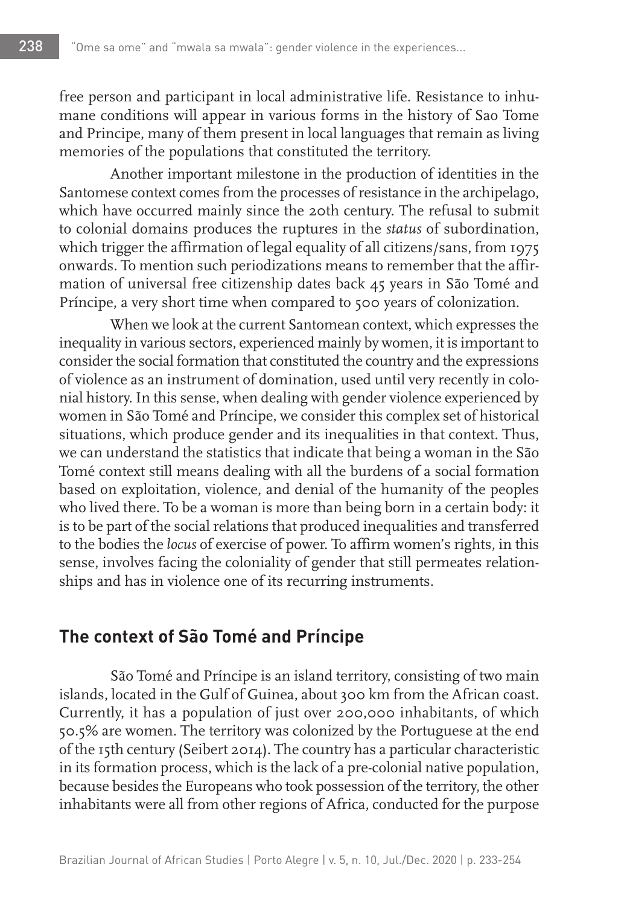free person and participant in local administrative life. Resistance to inhumane conditions will appear in various forms in the history of Sao Tome and Principe, many of them present in local languages that remain as living memories of the populations that constituted the territory.

Another important milestone in the production of identities in the Santomese context comes from the processes of resistance in the archipelago, which have occurred mainly since the 20th century. The refusal to submit to colonial domains produces the ruptures in the *status* of subordination, which trigger the affirmation of legal equality of all citizens/sans, from 1975 onwards. To mention such periodizations means to remember that the affirmation of universal free citizenship dates back 45 years in São Tomé and Príncipe, a very short time when compared to 500 years of colonization.

When we look at the current Santomean context, which expresses the inequality in various sectors, experienced mainly by women, it is important to consider the social formation that constituted the country and the expressions of violence as an instrument of domination, used until very recently in colonial history. In this sense, when dealing with gender violence experienced by women in São Tomé and Príncipe, we consider this complex set of historical situations, which produce gender and its inequalities in that context. Thus, we can understand the statistics that indicate that being a woman in the São Tomé context still means dealing with all the burdens of a social formation based on exploitation, violence, and denial of the humanity of the peoples who lived there. To be a woman is more than being born in a certain body: it is to be part of the social relations that produced inequalities and transferred to the bodies the *locus* of exercise of power. To affirm women's rights, in this sense, involves facing the coloniality of gender that still permeates relationships and has in violence one of its recurring instruments.

## The context of São Tomé and Príncipe

São Tomé and Príncipe is an island territory, consisting of two main islands, located in the Gulf of Guinea, about 300 km from the African coast. Currently, it has a population of just over 200,000 inhabitants, of which 50.5% are women. The territory was colonized by the Portuguese at the end of the 15th century (Seibert 2014). The country has a particular characteristic in its formation process, which is the lack of a pre-colonial native population, because besides the Europeans who took possession of the territory, the other inhabitants were all from other regions of Africa, conducted for the purpose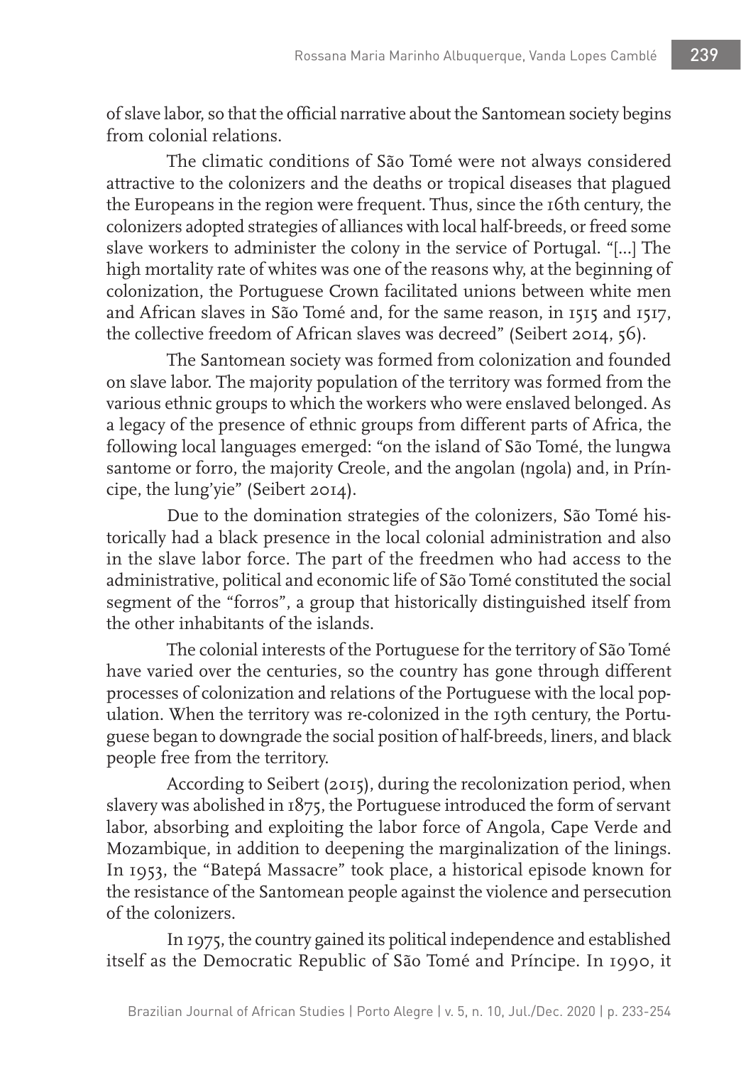of slave labor, so that the official narrative about the Santomean society begins from colonial relations.

The climatic conditions of São Tomé were not always considered attractive to the colonizers and the deaths or tropical diseases that plagued the Europeans in the region were frequent. Thus, since the 16th century, the colonizers adopted strategies of alliances with local half-breeds, or freed some slave workers to administer the colony in the service of Portugal. "[...] The high mortality rate of whites was one of the reasons why, at the beginning of colonization, the Portuguese Crown facilitated unions between white men and African slaves in São Tomé and, for the same reason, in 1515 and 1517, the collective freedom of African slaves was decreed" (Seibert 2014, 56).

The Santomean society was formed from colonization and founded on slave labor. The majority population of the territory was formed from the various ethnic groups to which the workers who were enslaved belonged. As a legacy of the presence of ethnic groups from different parts of Africa, the following local languages emerged: "on the island of São Tomé, the lungwa santome or forro, the majority Creole, and the angolan (ngola) and, in Príncipe, the lung'yie" (Seibert 2014).

Due to the domination strategies of the colonizers, São Tomé historically had a black presence in the local colonial administration and also in the slave labor force. The part of the freedmen who had access to the administrative, political and economic life of São Tomé constituted the social segment of the "forros", a group that historically distinguished itself from the other inhabitants of the islands.

The colonial interests of the Portuguese for the territory of São Tomé have varied over the centuries, so the country has gone through different processes of colonization and relations of the Portuguese with the local population. When the territory was re-colonized in the 19th century, the Portuguese began to downgrade the social position of half-breeds, liners, and black people free from the territory.

According to Seibert (2015), during the recolonization period, when slavery was abolished in 1875, the Portuguese introduced the form of servant labor, absorbing and exploiting the labor force of Angola, Cape Verde and Mozambique, in addition to deepening the marginalization of the linings. In 1953, the "Batepá Massacre" took place, a historical episode known for the resistance of the Santomean people against the violence and persecution of the colonizers.

In 1975, the country gained its political independence and established itself as the Democratic Republic of São Tomé and Príncipe. In 1990, it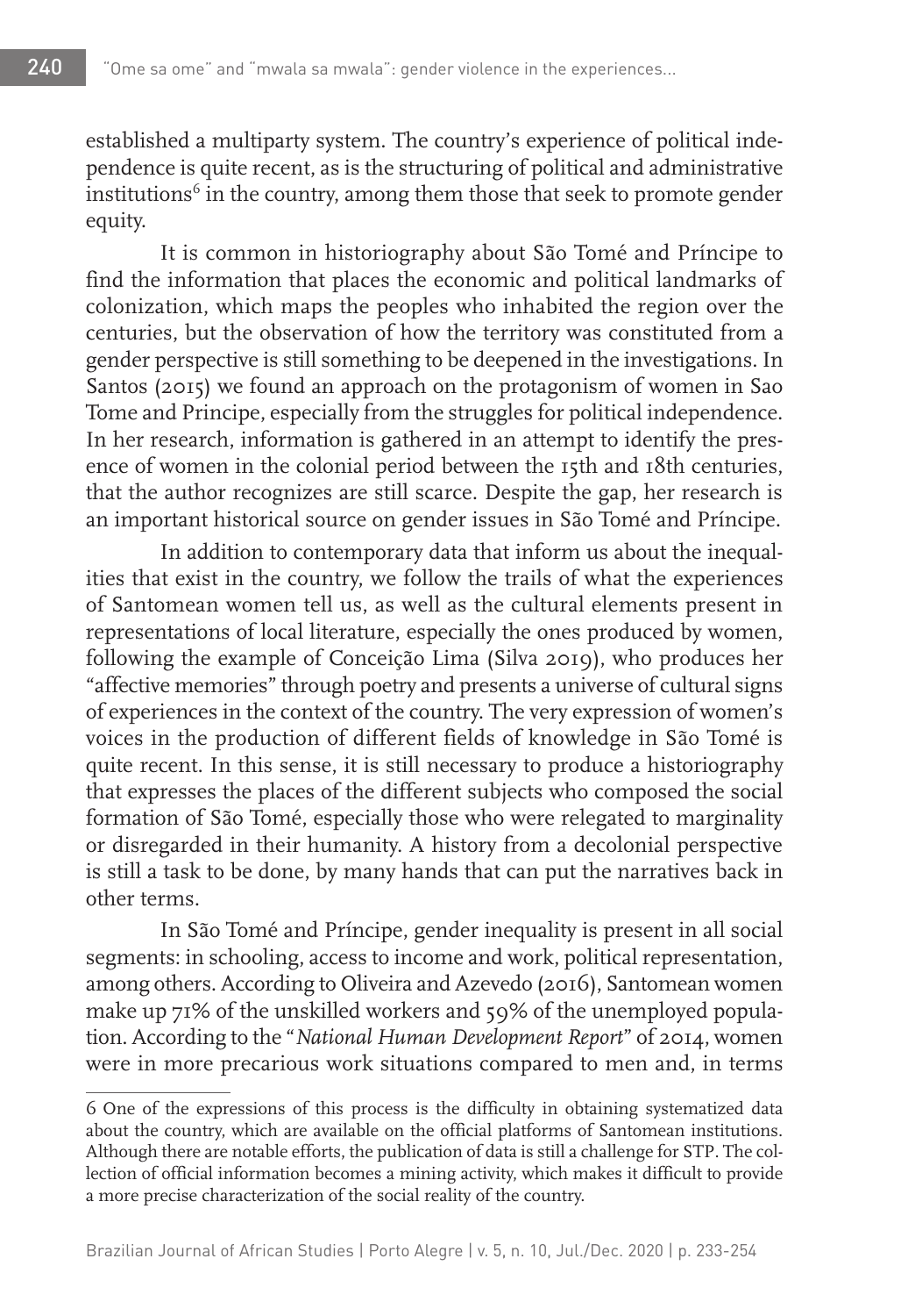established a multiparty system. The country's experience of political independence is quite recent, as is the structuring of political and administrative institutions[6] in the country, among them those that seek to promote gender equity.

It is common in historiography about São Tomé and Príncipe to find the information that places the economic and political landmarks of colonization, which maps the peoples who inhabited the region over the centuries, but the observation of how the territory was constituted from a gender perspective is still something to be deepened in the investigations. In Santos (2015) we found an approach on the protagonism of women in Sao Tome and Principe, especially from the struggles for political independence. In her research, information is gathered in an attempt to identify the presence of women in the colonial period between the 15th and 18th centuries, that the author recognizes are still scarce. Despite the gap, her research is an important historical source on gender issues in São Tomé and Príncipe.

In addition to contemporary data that inform us about the inequalities that exist in the country, we follow the trails of what the experiences of Santomean women tell us, as well as the cultural elements present in representations of local literature, especially the ones produced by women, following the example of Conceição Lima (Silva 2019), who produces her "affective memories" through poetry and presents a universe of cultural signs of experiences in the context of the country. The very expression of women's voices in the production of different fields of knowledge in São Tomé is quite recent. In this sense, it is still necessary to produce a historiography that expresses the places of the different subjects who composed the social formation of São Tomé, especially those who were relegated to marginality or disregarded in their humanity. A history from a decolonial perspective is still a task to be done, by many hands that can put the narratives back in other terms.

In São Tomé and Príncipe, gender inequality is present in all social segments: in schooling, access to income and work, political representation, among others. According to Oliveira and Azevedo (2016), Santomean women make up 71% of the unskilled workers and 59% of the unemployed population. According to the "*National Human Development Report*" of 2014, women were in more precarious work situations compared to men and, in terms

---

6 One of the expressions of this process is the difficulty in obtaining systematized data about the country, which are available on the official platforms of Santomean institutions. Although there are notable efforts, the publication of data is still a challenge for STP. The collection of official information becomes a mining activity, which makes it difficult to provide a more precise characterization of the social reality of the country.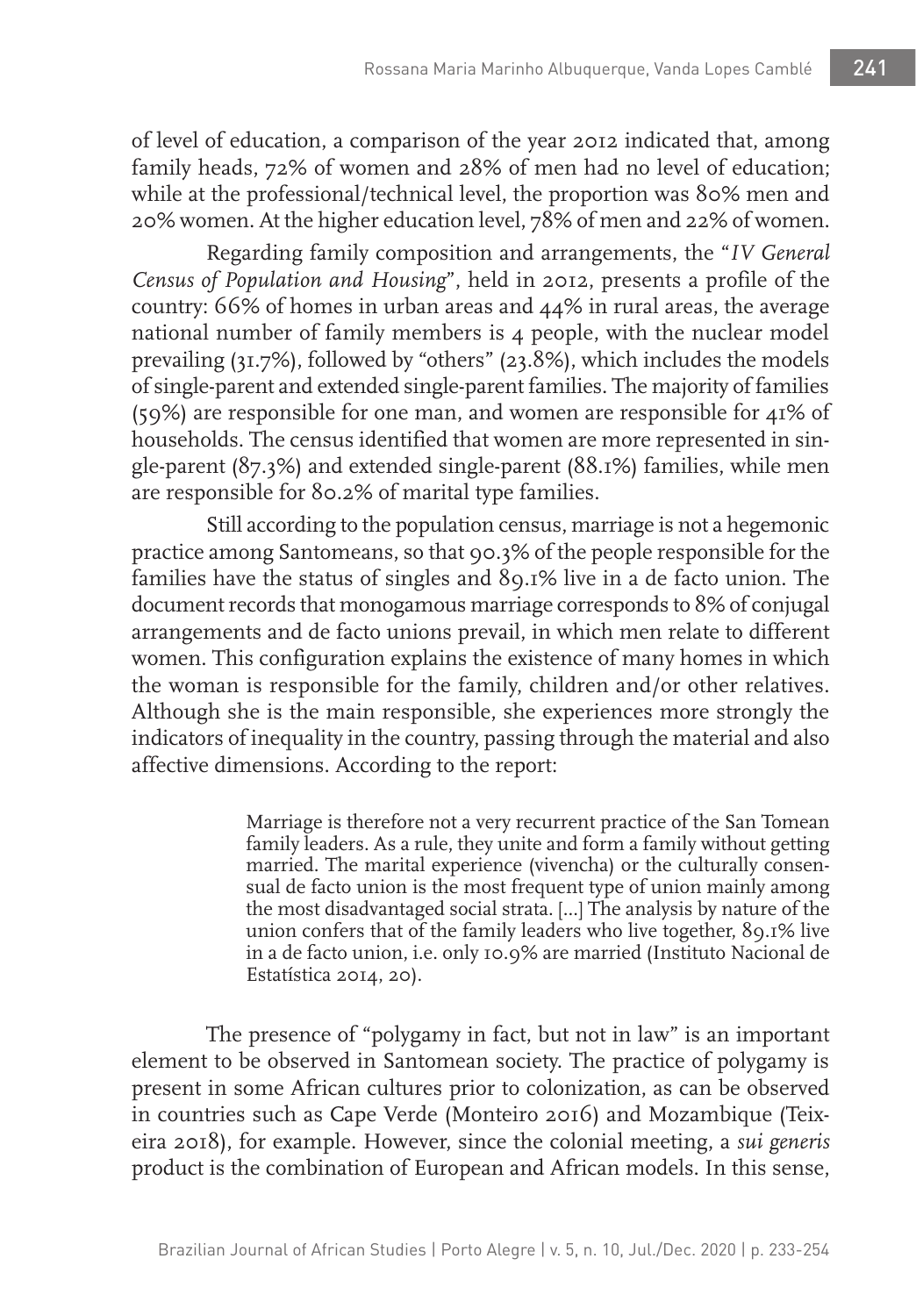of level of education, a comparison of the year 2012 indicated that, among family heads, 72% of women and 28% of men had no level of education; while at the professional/technical level, the proportion was 80% men and 20% women. At the higher education level, 78% of men and 22% of women.

Regarding family composition and arrangements, the "*IV General Census of Population and Housing*", held in 2012, presents a profile of the country: 66% of homes in urban areas and 44% in rural areas, the average national number of family members is 4 people, with the nuclear model prevailing (31.7%), followed by "others" (23.8%), which includes the models of single-parent and extended single-parent families. The majority of families (59%) are responsible for one man, and women are responsible for 41% of households. The census identified that women are more represented in single-parent (87.3%) and extended single-parent (88.1%) families, while men are responsible for 80.2% of marital type families.

Still according to the population census, marriage is not a hegemonic practice among Santomeans, so that 90.3% of the people responsible for the families have the status of singles and 89.1% live in a de facto union. The document records that monogamous marriage corresponds to 8% of conjugal arrangements and de facto unions prevail, in which men relate to different women. This configuration explains the existence of many homes in which the woman is responsible for the family, children and/or other relatives. Although she is the main responsible, she experiences more strongly the indicators of inequality in the country, passing through the material and also affective dimensions. According to the report:

> Marriage is therefore not a very recurrent practice of the San Tomean family leaders. As a rule, they unite and form a family without getting married. The marital experience (vivencha) or the culturally consensual de facto union is the most frequent type of union mainly among the most disadvantaged social strata. [...] The analysis by nature of the union confers that of the family leaders who live together, 89.1% live in a de facto union, i.e. only 10.9% are married (Instituto Nacional de Estatística 2014, 20).

The presence of "polygamy in fact, but not in law" is an important element to be observed in Santomean society. The practice of polygamy is present in some African cultures prior to colonization, as can be observed in countries such as Cape Verde (Monteiro 2016) and Mozambique (Teixeira 2018), for example. However, since the colonial meeting, a *sui generis* product is the combination of European and African models. In this sense,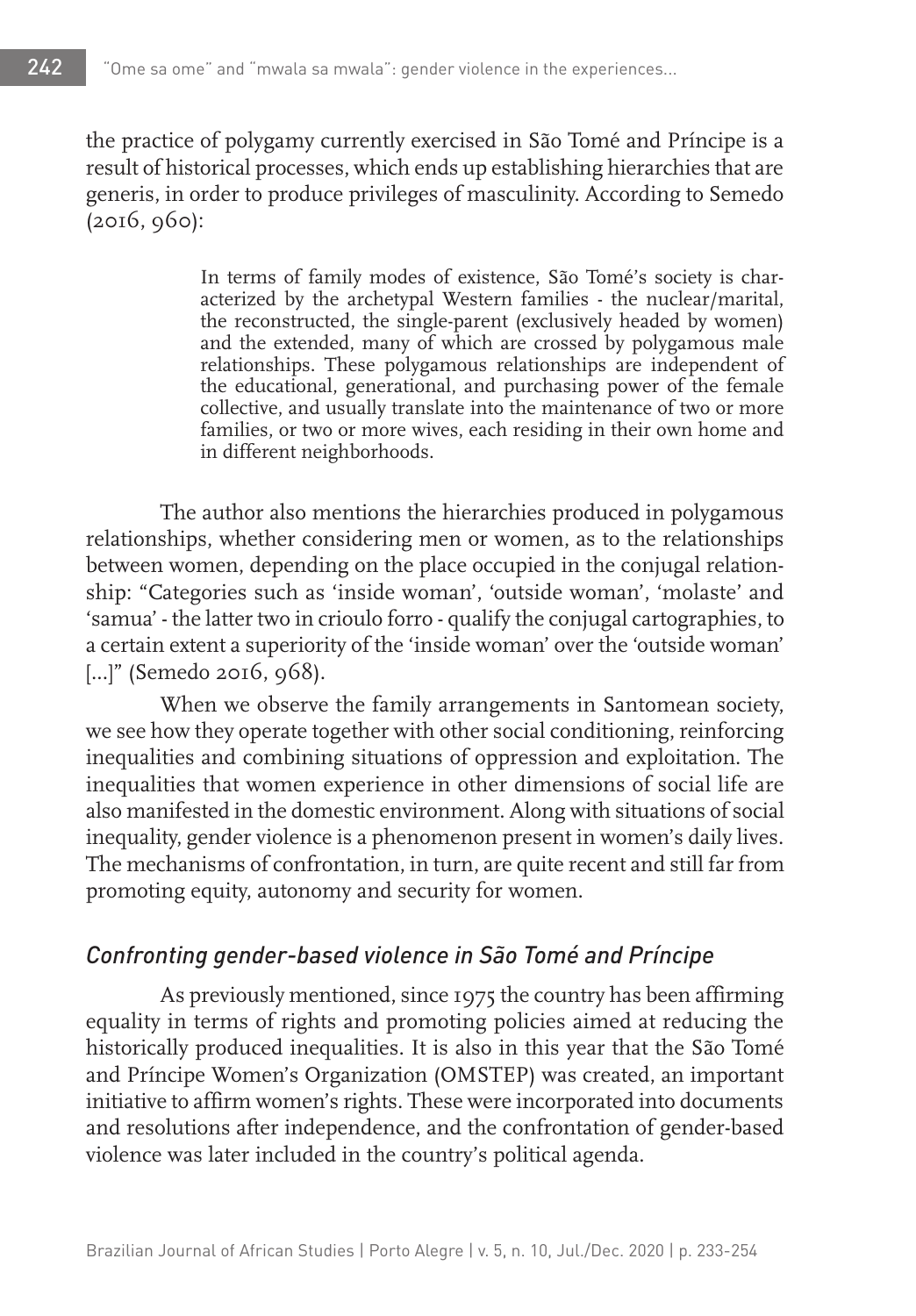the practice of polygamy currently exercised in São Tomé and Príncipe is a result of historical processes, which ends up establishing hierarchies that are generis, in order to produce privileges of masculinity. According to Semedo (2016, 960):

> In terms of family modes of existence, São Tomé's society is characterized by the archetypal Western families - the nuclear/marital, the reconstructed, the single-parent (exclusively headed by women) and the extended, many of which are crossed by polygamous male relationships. These polygamous relationships are independent of the educational, generational, and purchasing power of the female collective, and usually translate into the maintenance of two or more families, or two or more wives, each residing in their own home and in different neighborhoods.

The author also mentions the hierarchies produced in polygamous relationships, whether considering men or women, as to the relationships between women, depending on the place occupied in the conjugal relationship: "Categories such as 'inside woman', 'outside woman', 'molaste' and 'samua' - the latter two in crioulo forro - qualify the conjugal cartographies, to a certain extent a superiority of the 'inside woman' over the 'outside woman' [...]" (Semedo 2016, 968).

When we observe the family arrangements in Santomean society, we see how they operate together with other social conditioning, reinforcing inequalities and combining situations of oppression and exploitation. The inequalities that women experience in other dimensions of social life are also manifested in the domestic environment. Along with situations of social inequality, gender violence is a phenomenon present in women's daily lives. The mechanisms of confrontation, in turn, are quite recent and still far from promoting equity, autonomy and security for women.

## *Confronting gender-based violence in São Tomé and Príncipe*

As previously mentioned, since 1975 the country has been affirming equality in terms of rights and promoting policies aimed at reducing the historically produced inequalities. It is also in this year that the São Tomé and Príncipe Women's Organization (OMSTEP) was created, an important initiative to affirm women's rights. These were incorporated into documents and resolutions after independence, and the confrontation of gender-based violence was later included in the country's political agenda.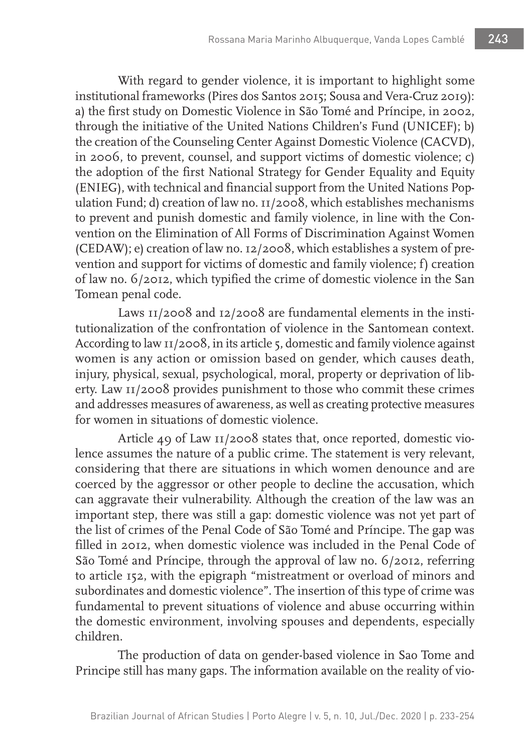With regard to gender violence, it is important to highlight some institutional frameworks (Pires dos Santos 2015; Sousa and Vera-Cruz 2019): a) the first study on Domestic Violence in São Tomé and Príncipe, in 2002, through the initiative of the United Nations Children's Fund (UNICEF); b) the creation of the Counseling Center Against Domestic Violence (CACVD), in 2006, to prevent, counsel, and support victims of domestic violence; c) the adoption of the first National Strategy for Gender Equality and Equity (ENIEG), with technical and financial support from the United Nations Population Fund; d) creation of law no. 11/2008, which establishes mechanisms to prevent and punish domestic and family violence, in line with the Convention on the Elimination of All Forms of Discrimination Against Women (CEDAW); e) creation of law no. 12/2008, which establishes a system of prevention and support for victims of domestic and family violence; f) creation of law no. 6/2012, which typified the crime of domestic violence in the San Tomean penal code.

Laws 11/2008 and 12/2008 are fundamental elements in the institutionalization of the confrontation of violence in the Santomean context. According to law 11/2008, in its article 5, domestic and family violence against women is any action or omission based on gender, which causes death, injury, physical, sexual, psychological, moral, property or deprivation of liberty. Law 11/2008 provides punishment to those who commit these crimes and addresses measures of awareness, as well as creating protective measures for women in situations of domestic violence.

Article 49 of Law 11/2008 states that, once reported, domestic violence assumes the nature of a public crime. The statement is very relevant, considering that there are situations in which women denounce and are coerced by the aggressor or other people to decline the accusation, which can aggravate their vulnerability. Although the creation of the law was an important step, there was still a gap: domestic violence was not yet part of the list of crimes of the Penal Code of São Tomé and Príncipe. The gap was filled in 2012, when domestic violence was included in the Penal Code of São Tomé and Príncipe, through the approval of law no. 6/2012, referring to article 152, with the epigraph "mistreatment or overload of minors and subordinates and domestic violence". The insertion of this type of crime was fundamental to prevent situations of violence and abuse occurring within the domestic environment, involving spouses and dependents, especially children.

The production of data on gender-based violence in Sao Tome and Principe still has many gaps. The information available on the reality of vio-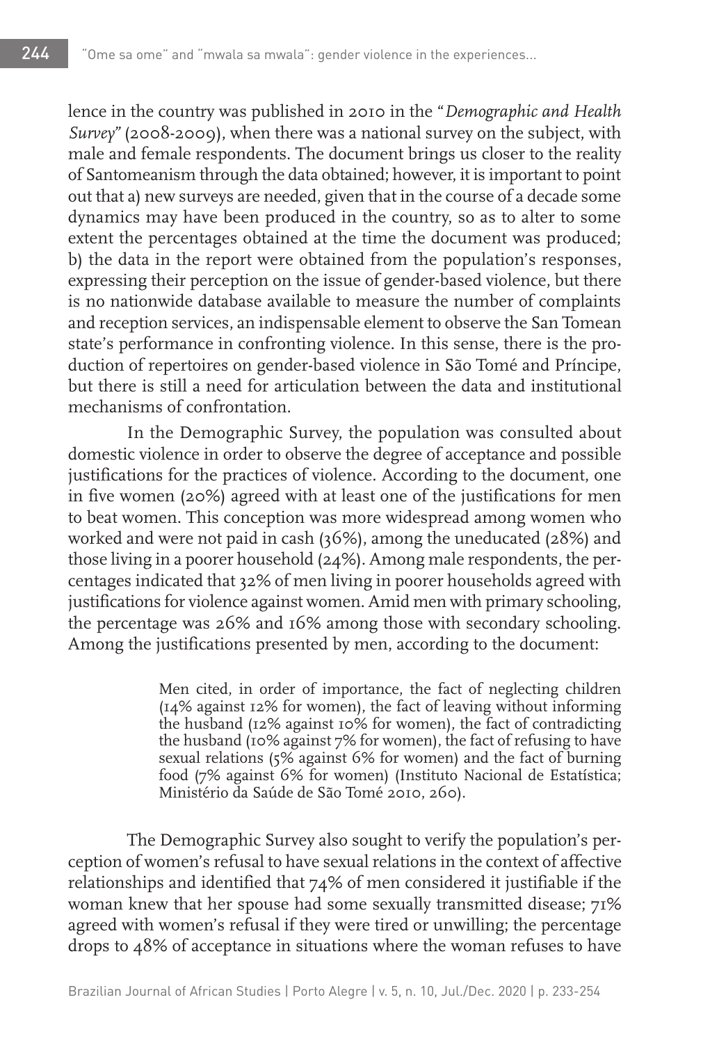lence in the country was published in 2010 in the "*Demographic and Health Survey*" (2008-2009), when there was a national survey on the subject, with male and female respondents. The document brings us closer to the reality of Santomeanism through the data obtained; however, it is important to point out that a) new surveys are needed, given that in the course of a decade some dynamics may have been produced in the country, so as to alter to some extent the percentages obtained at the time the document was produced; b) the data in the report were obtained from the population's responses, expressing their perception on the issue of gender-based violence, but there is no nationwide database available to measure the number of complaints and reception services, an indispensable element to observe the San Tomean state's performance in confronting violence. In this sense, there is the production of repertoires on gender-based violence in São Tomé and Príncipe, but there is still a need for articulation between the data and institutional mechanisms of confrontation.

In the Demographic Survey, the population was consulted about domestic violence in order to observe the degree of acceptance and possible justifications for the practices of violence. According to the document, one in five women (20%) agreed with at least one of the justifications for men to beat women. This conception was more widespread among women who worked and were not paid in cash (36%), among the uneducated (28%) and those living in a poorer household (24%). Among male respondents, the percentages indicated that 32% of men living in poorer households agreed with justifications for violence against women. Amid men with primary schooling, the percentage was 26% and 16% among those with secondary schooling. Among the justifications presented by men, according to the document:

> Men cited, in order of importance, the fact of neglecting children (14% against 12% for women), the fact of leaving without informing the husband (12% against 10% for women), the fact of contradicting the husband (10% against 7% for women), the fact of refusing to have sexual relations (5% against 6% for women) and the fact of burning food (7% against 6% for women) (Instituto Nacional de Estatística; Ministério da Saúde de São Tomé 2010, 260).

The Demographic Survey also sought to verify the population's perception of women's refusal to have sexual relations in the context of affective relationships and identified that 74% of men considered it justifiable if the woman knew that her spouse had some sexually transmitted disease; 71% agreed with women's refusal if they were tired or unwilling; the percentage drops to 48% of acceptance in situations where the woman refuses to have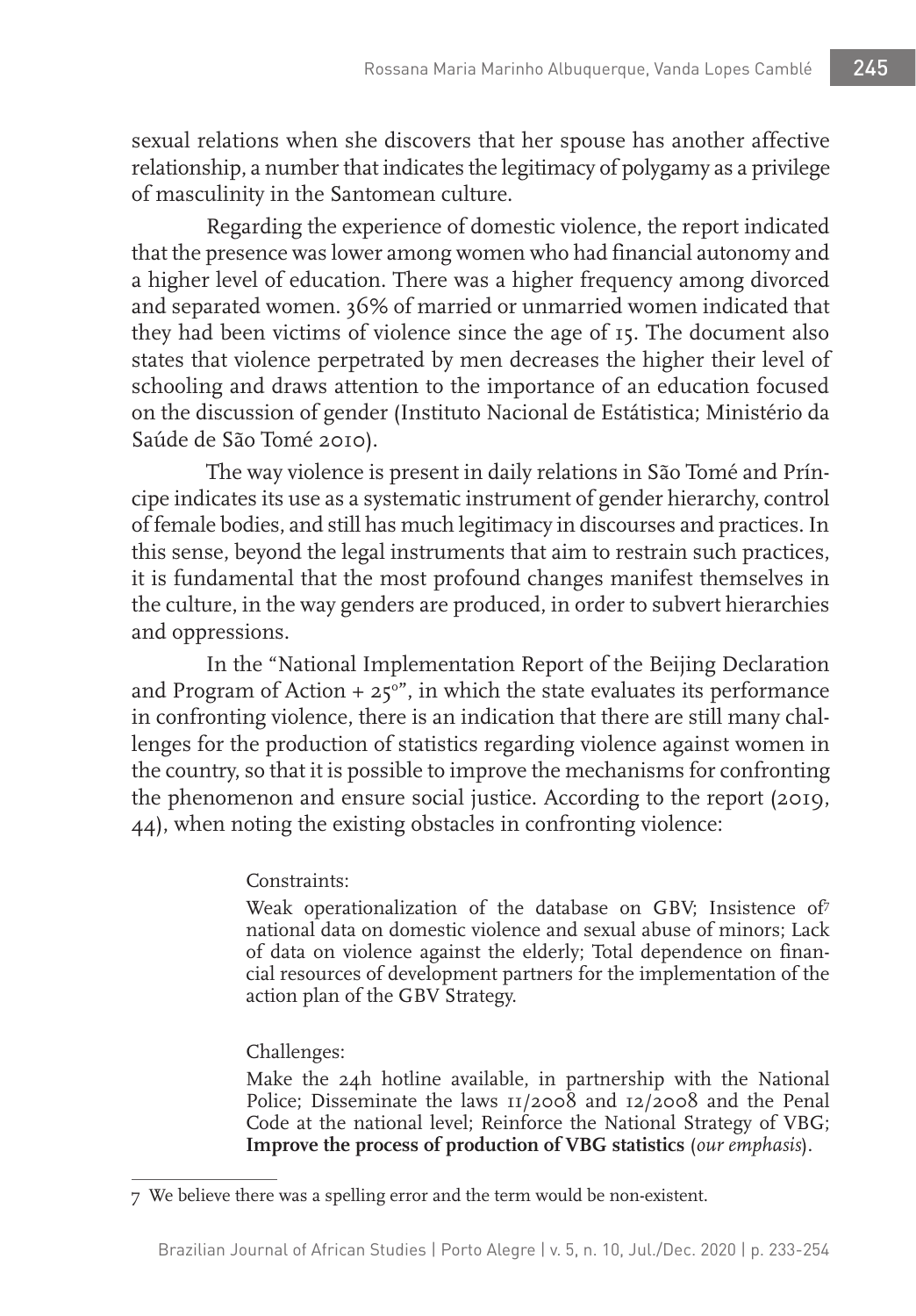sexual relations when she discovers that her spouse has another affective relationship, a number that indicates the legitimacy of polygamy as a privilege of masculinity in the Santomean culture.

Regarding the experience of domestic violence, the report indicated that the presence was lower among women who had financial autonomy and a higher level of education. There was a higher frequency among divorced and separated women. 36% of married or unmarried women indicated that they had been victims of violence since the age of 15. The document also states that violence perpetrated by men decreases the higher their level of schooling and draws attention to the importance of an education focused on the discussion of gender (Instituto Nacional de Estátistica; Ministério da Saúde de São Tomé 2010).

The way violence is present in daily relations in São Tomé and Príncipe indicates its use as a systematic instrument of gender hierarchy, control of female bodies, and still has much legitimacy in discourses and practices. In this sense, beyond the legal instruments that aim to restrain such practices, it is fundamental that the most profound changes manifest themselves in the culture, in the way genders are produced, in order to subvert hierarchies and oppressions.

In the "National Implementation Report of the Beijing Declaration and Program of Action + 25º", in which the state evaluates its performance in confronting violence, there is an indication that there are still many challenges for the production of statistics regarding violence against women in the country, so that it is possible to improve the mechanisms for confronting the phenomenon and ensure social justice. According to the report (2019, 44), when noting the existing obstacles in confronting violence:

> Constraints:
>
> Weak operationalization of the database on GBV; Insistence of[7] national data on domestic violence and sexual abuse of minors; Lack of data on violence against the elderly; Total dependence on financial resources of development partners for the implementation of the action plan of the GBV Strategy.
>
> Challenges:
>
> Make the 24h hotline available, in partnership with the National Police; Disseminate the laws 11/2008 and 12/2008 and the Penal Code at the national level; Reinforce the National Strategy of VBG; **Improve the process of production of VBG statistics** (*our emphasis*).

7 We believe there was a spelling error and the term would be non-existent.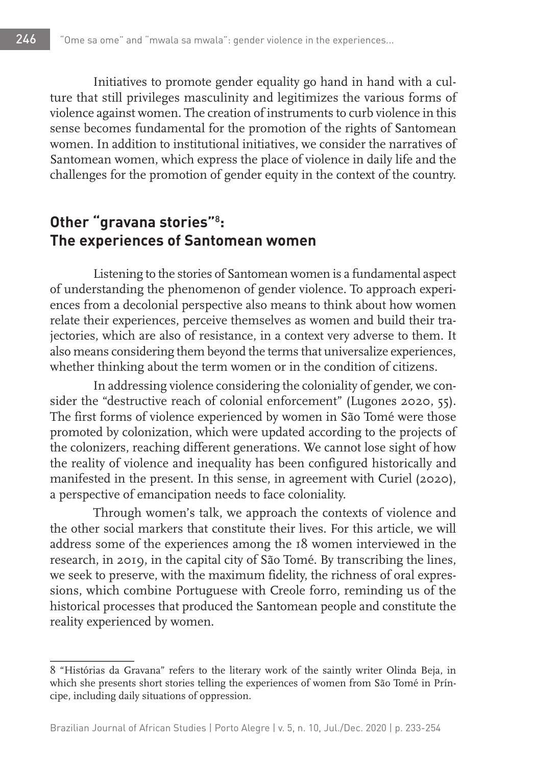Initiatives to promote gender equality go hand in hand with a culture that still privileges masculinity and legitimizes the various forms of violence against women. The creation of instruments to curb violence in this sense becomes fundamental for the promotion of the rights of Santomean women. In addition to institutional initiatives, we consider the narratives of Santomean women, which express the place of violence in daily life and the challenges for the promotion of gender equity in the context of the country.

## Other "gravana stories"[8]: The experiences of Santomean women

Listening to the stories of Santomean women is a fundamental aspect of understanding the phenomenon of gender violence. To approach experiences from a decolonial perspective also means to think about how women relate their experiences, perceive themselves as women and build their trajectories, which are also of resistance, in a context very adverse to them. It also means considering them beyond the terms that universalize experiences, whether thinking about the term women or in the condition of citizens.

In addressing violence considering the coloniality of gender, we consider the "destructive reach of colonial enforcement" (Lugones 2020, 55). The first forms of violence experienced by women in São Tomé were those promoted by colonization, which were updated according to the projects of the colonizers, reaching different generations. We cannot lose sight of how the reality of violence and inequality has been configured historically and manifested in the present. In this sense, in agreement with Curiel (2020), a perspective of emancipation needs to face coloniality.

Through women's talk, we approach the contexts of violence and the other social markers that constitute their lives. For this article, we will address some of the experiences among the 18 women interviewed in the research, in 2019, in the capital city of São Tomé. By transcribing the lines, we seek to preserve, with the maximum fidelity, the richness of oral expressions, which combine Portuguese with Creole forro, reminding us of the historical processes that produced the Santomean people and constitute the reality experienced by women.

---

8 "Histórias da Gravana" refers to the literary work of the saintly writer Olinda Beja, in which she presents short stories telling the experiences of women from São Tomé in Príncipe, including daily situations of oppression.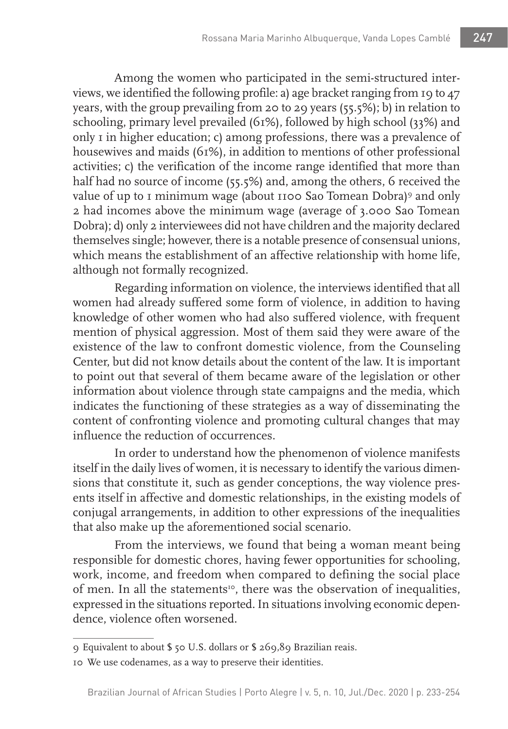Among the women who participated in the semi-structured interviews, we identified the following profile: a) age bracket ranging from 19 to 47 years, with the group prevailing from 20 to 29 years (55.5%); b) in relation to schooling, primary level prevailed (61%), followed by high school (33%) and only 1 in higher education; c) among professions, there was a prevalence of housewives and maids (61%), in addition to mentions of other professional activities; c) the verification of the income range identified that more than half had no source of income (55.5%) and, among the others, 6 received the value of up to 1 minimum wage (about 1100 Sao Tomean Dobra)[9] and only 2 had incomes above the minimum wage (average of 3.000 Sao Tomean Dobra); d) only 2 interviewees did not have children and the majority declared themselves single; however, there is a notable presence of consensual unions, which means the establishment of an affective relationship with home life, although not formally recognized.

Regarding information on violence, the interviews identified that all women had already suffered some form of violence, in addition to having knowledge of other women who had also suffered violence, with frequent mention of physical aggression. Most of them said they were aware of the existence of the law to confront domestic violence, from the Counseling Center, but did not know details about the content of the law. It is important to point out that several of them became aware of the legislation or other information about violence through state campaigns and the media, which indicates the functioning of these strategies as a way of disseminating the content of confronting violence and promoting cultural changes that may influence the reduction of occurrences.

In order to understand how the phenomenon of violence manifests itself in the daily lives of women, it is necessary to identify the various dimensions that constitute it, such as gender conceptions, the way violence presents itself in affective and domestic relationships, in the existing models of conjugal arrangements, in addition to other expressions of the inequalities that also make up the aforementioned social scenario.

From the interviews, we found that being a woman meant being responsible for domestic chores, having fewer opportunities for schooling, work, income, and freedom when compared to defining the social place of men. In all the statements[10], there was the observation of inequalities, expressed in the situations reported. In situations involving economic dependence, violence often worsened.

---

9 Equivalent to about $ 50 U.S. dollars or $ 269,89 Brazilian reais.

10 We use codenames, as a way to preserve their identities.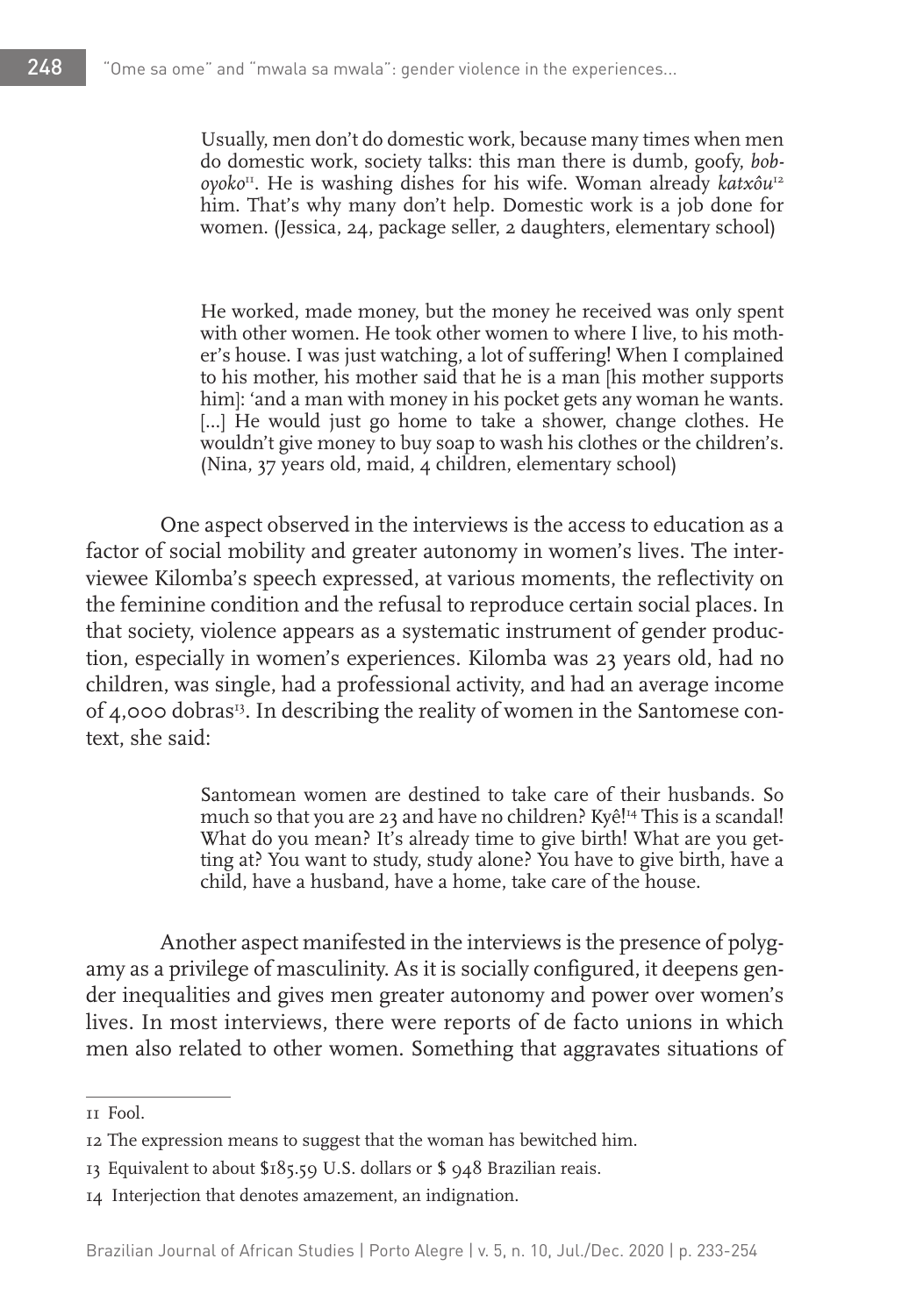> Usually, men don't do domestic work, because many times when men do domestic work, society talks: this man there is dumb, goofy, *bob-oyoko*[11]. He is washing dishes for his wife. Woman already *katxôu*[12] him. That's why many don't help. Domestic work is a job done for women. (Jessica, 24, package seller, 2 daughters, elementary school)

> He worked, made money, but the money he received was only spent with other women. He took other women to where I live, to his mother's house. I was just watching, a lot of suffering! When I complained to his mother, his mother said that he is a man [his mother supports him]: 'and a man with money in his pocket gets any woman he wants. [...] He would just go home to take a shower, change clothes. He wouldn't give money to buy soap to wash his clothes or the children's. (Nina, 37 years old, maid, 4 children, elementary school)

One aspect observed in the interviews is the access to education as a factor of social mobility and greater autonomy in women's lives. The interviewee Kilomba's speech expressed, at various moments, the reflectivity on the feminine condition and the refusal to reproduce certain social places. In that society, violence appears as a systematic instrument of gender production, especially in women's experiences. Kilomba was 23 years old, had no children, was single, had a professional activity, and had an average income of 4,000 dobras[13]. In describing the reality of women in the Santomese context, she said:

> Santomean women are destined to take care of their husbands. So much so that you are 23 and have no children? Kyê![14] This is a scandal! What do you mean? It's already time to give birth! What are you getting at? You want to study, study alone? You have to give birth, have a child, have a husband, have a home, take care of the house.

Another aspect manifested in the interviews is the presence of polygamy as a privilege of masculinity. As it is socially configured, it deepens gender inequalities and gives men greater autonomy and power over women's lives. In most interviews, there were reports of de facto unions in which men also related to other women. Something that aggravates situations of

---

11 Fool.

12 The expression means to suggest that the woman has bewitched him.

13 Equivalent to about $185.59 U.S. dollars or $ 948 Brazilian reais.

14 Interjection that denotes amazement, an indignation.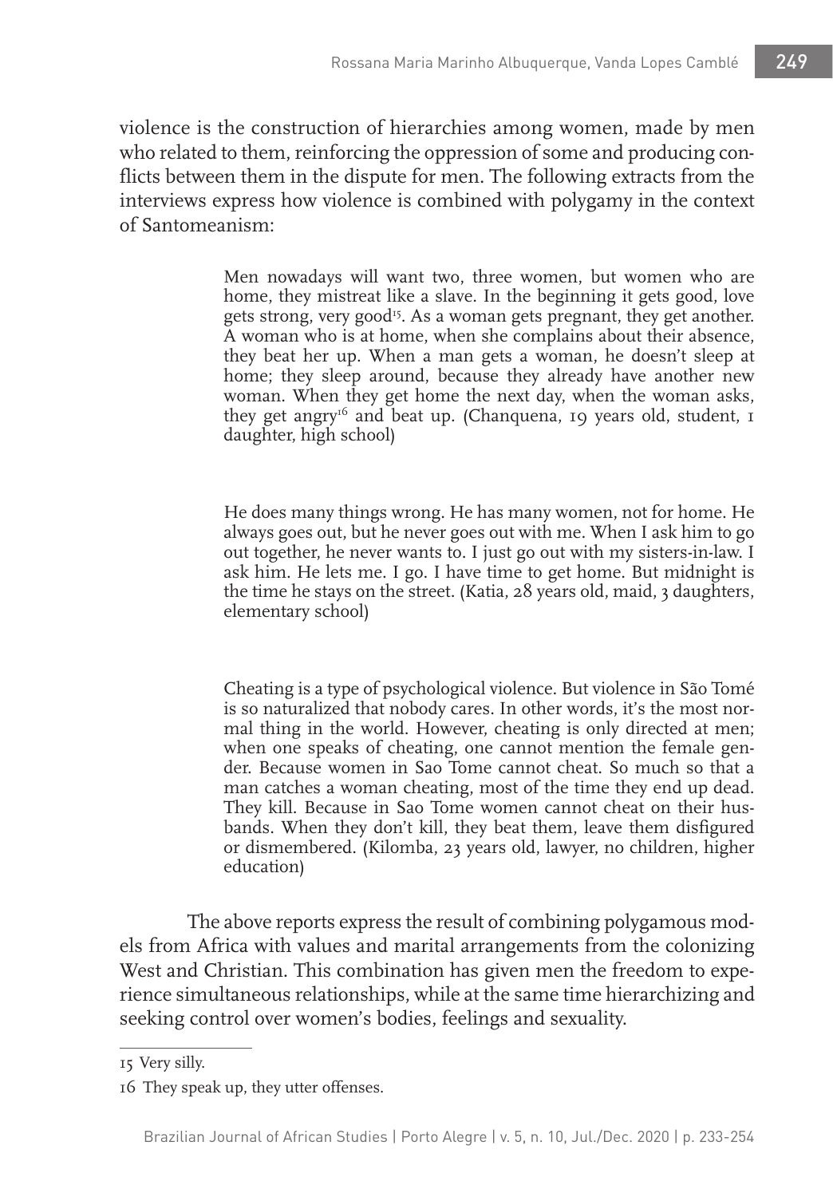violence is the construction of hierarchies among women, made by men who related to them, reinforcing the oppression of some and producing conflicts between them in the dispute for men. The following extracts from the interviews express how violence is combined with polygamy in the context of Santomeanism:

> Men nowadays will want two, three women, but women who are home, they mistreat like a slave. In the beginning it gets good, love gets strong, very good[15]. As a woman gets pregnant, they get another. A woman who is at home, when she complains about their absence, they beat her up. When a man gets a woman, he doesn't sleep at home; they sleep around, because they already have another new woman. When they get home the next day, when the woman asks, they get angry[16] and beat up. (Chanquena, 19 years old, student, 1 daughter, high school)

> He does many things wrong. He has many women, not for home. He always goes out, but he never goes out with me. When I ask him to go out together, he never wants to. I just go out with my sisters-in-law. I ask him. He lets me. I go. I have time to get home. But midnight is the time he stays on the street. (Katia, 28 years old, maid, 3 daughters, elementary school)

> Cheating is a type of psychological violence. But violence in São Tomé is so naturalized that nobody cares. In other words, it's the most normal thing in the world. However, cheating is only directed at men; when one speaks of cheating, one cannot mention the female gender. Because women in Sao Tome cannot cheat. So much so that a man catches a woman cheating, most of the time they end up dead. They kill. Because in Sao Tome women cannot cheat on their husbands. When they don't kill, they beat them, leave them disfigured or dismembered. (Kilomba, 23 years old, lawyer, no children, higher education)

The above reports express the result of combining polygamous models from Africa with values and marital arrangements from the colonizing West and Christian. This combination has given men the freedom to experience simultaneous relationships, while at the same time hierarchizing and seeking control over women's bodies, feelings and sexuality.

---

15 Very silly.

16 They speak up, they utter offenses.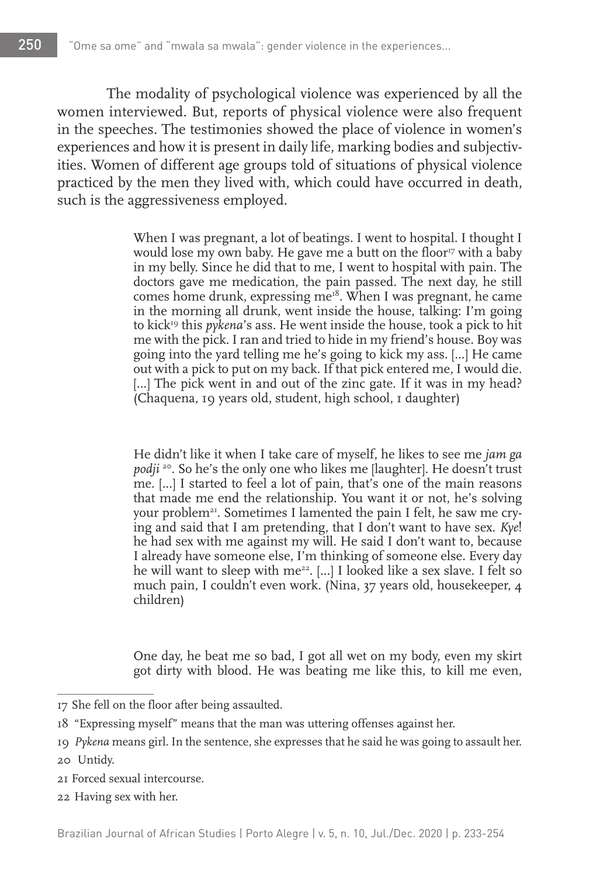The modality of psychological violence was experienced by all the women interviewed. But, reports of physical violence were also frequent in the speeches. The testimonies showed the place of violence in women's experiences and how it is present in daily life, marking bodies and subjectivities. Women of different age groups told of situations of physical violence practiced by the men they lived with, which could have occurred in death, such is the aggressiveness employed.

> When I was pregnant, a lot of beatings. I went to hospital. I thought I would lose my own baby. He gave me a butt on the floor[17] with a baby in my belly. Since he did that to me, I went to hospital with pain. The doctors gave me medication, the pain passed. The next day, he still comes home drunk, expressing me[18]. When I was pregnant, he came in the morning all drunk, went inside the house, talking: I'm going to kick[19] this *pykena*'s ass. He went inside the house, took a pick to hit me with the pick. I ran and tried to hide in my friend's house. Boy was going into the yard telling me he's going to kick my ass. [...] He came out with a pick to put on my back. If that pick entered me, I would die. [...] The pick went in and out of the zinc gate. If it was in my head? (Chaquena, 19 years old, student, high school, 1 daughter)

> He didn't like it when I take care of myself, he likes to see me *jam ga podji* [20]. So he's the only one who likes me [laughter]. He doesn't trust me. [...] I started to feel a lot of pain, that's one of the main reasons that made me end the relationship. You want it or not, he's solving your problem[21]. Sometimes I lamented the pain I felt, he saw me crying and said that I am pretending, that I don't want to have sex. *Kye*! he had sex with me against my will. He said I don't want to, because I already have someone else, I'm thinking of someone else. Every day he will want to sleep with me[22]. [...] I looked like a sex slave. I felt so much pain, I couldn't even work. (Nina, 37 years old, housekeeper, 4 children)

> One day, he beat me so bad, I got all wet on my body, even my skirt got dirty with blood. He was beating me like this, to kill me even,

---

17 She fell on the floor after being assaulted.

18 "Expressing myself" means that the man was uttering offenses against her.

19 *Pykena* means girl. In the sentence, she expresses that he said he was going to assault her.

20 Untidy.

21 Forced sexual intercourse.

22 Having sex with her.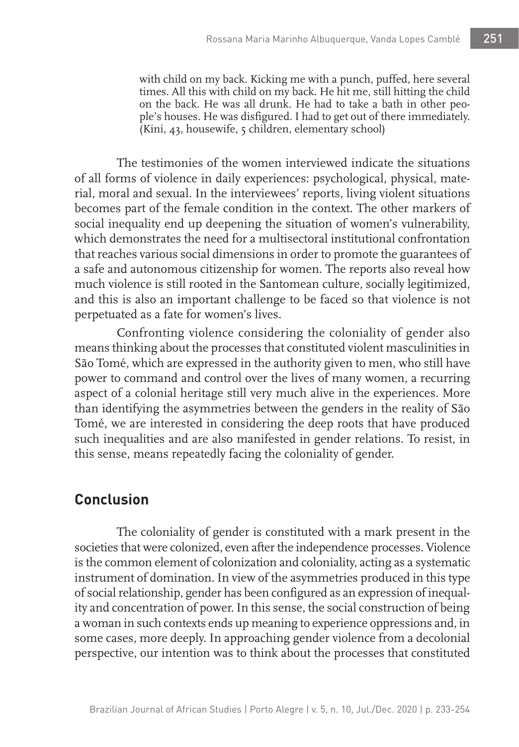> with child on my back. Kicking me with a punch, puffed, here several times. All this with child on my back. He hit me, still hitting the child on the back. He was all drunk. He had to take a bath in other people's houses. He was disfigured. I had to get out of there immediately. (Kini, 43, housewife, 5 children, elementary school)

The testimonies of the women interviewed indicate the situations of all forms of violence in daily experiences: psychological, physical, material, moral and sexual. In the interviewees' reports, living violent situations becomes part of the female condition in the context. The other markers of social inequality end up deepening the situation of women's vulnerability, which demonstrates the need for a multisectoral institutional confrontation that reaches various social dimensions in order to promote the guarantees of a safe and autonomous citizenship for women. The reports also reveal how much violence is still rooted in the Santomean culture, socially legitimized, and this is also an important challenge to be faced so that violence is not perpetuated as a fate for women's lives.

Confronting violence considering the coloniality of gender also means thinking about the processes that constituted violent masculinities in São Tomé, which are expressed in the authority given to men, who still have power to command and control over the lives of many women, a recurring aspect of a colonial heritage still very much alive in the experiences. More than identifying the asymmetries between the genders in the reality of São Tomé, we are interested in considering the deep roots that have produced such inequalities and are also manifested in gender relations. To resist, in this sense, means repeatedly facing the coloniality of gender.

## Conclusion

The coloniality of gender is constituted with a mark present in the societies that were colonized, even after the independence processes. Violence is the common element of colonization and coloniality, acting as a systematic instrument of domination. In view of the asymmetries produced in this type of social relationship, gender has been configured as an expression of inequality and concentration of power. In this sense, the social construction of being a woman in such contexts ends up meaning to experience oppressions and, in some cases, more deeply. In approaching gender violence from a decolonial perspective, our intention was to think about the processes that constituted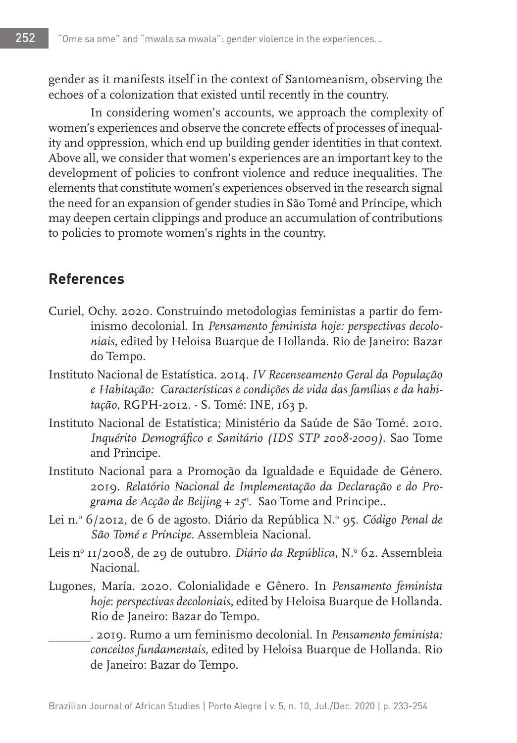gender as it manifests itself in the context of Santomeanism, observing the echoes of a colonization that existed until recently in the country.

In considering women's accounts, we approach the complexity of women's experiences and observe the concrete effects of processes of inequality and oppression, which end up building gender identities in that context. Above all, we consider that women's experiences are an important key to the development of policies to confront violence and reduce inequalities. The elements that constitute women's experiences observed in the research signal the need for an expansion of gender studies in São Tomé and Príncipe, which may deepen certain clippings and produce an accumulation of contributions to policies to promote women's rights in the country.

## References

Curiel, Ochy. 2020. Construindo metodologias feministas a partir do feminismo decolonial. In *Pensamento feminista hoje: perspectivas decoloniais*, edited by Heloisa Buarque de Hollanda. Rio de Janeiro: Bazar do Tempo.

Instituto Nacional de Estatística. 2014. *IV Recenseamento Geral da População e Habitação: Características e condições de vida das famílias e da habitação*, RGPH-2012. - S. Tomé: INE, 163 p.

Instituto Nacional de Estatística; Ministério da Saúde de São Tomé. 2010. *Inquérito Demográfico e Sanitário (IDS STP 2008-2009)*. Sao Tome and Principe.

Instituto Nacional para a Promoção da Igualdade e Equidade de Género. 2019. *Relatório Nacional de Implementação da Declaração e do Programa de Acção de Beijing + 25º*. Sao Tome and Principe..

Lei n.º 6/2012, de 6 de agosto. Diário da República N.º 95. *Código Penal de São Tomé e Príncipe*. Assembleia Nacional.

Leis nº 11/2008, de 29 de outubro. *Diário da República*, N.º 62. Assembleia Nacional.

Lugones, María. 2020. Colonialidade e Gênero. In *Pensamento feminista hoje: perspectivas decoloniais*, edited by Heloisa Buarque de Hollanda. Rio de Janeiro: Bazar do Tempo.

\_\_\_\_\_\_. 2019. Rumo a um feminismo decolonial. In *Pensamento feminista: conceitos fundamentais*, edited by Heloisa Buarque de Hollanda. Rio de Janeiro: Bazar do Tempo.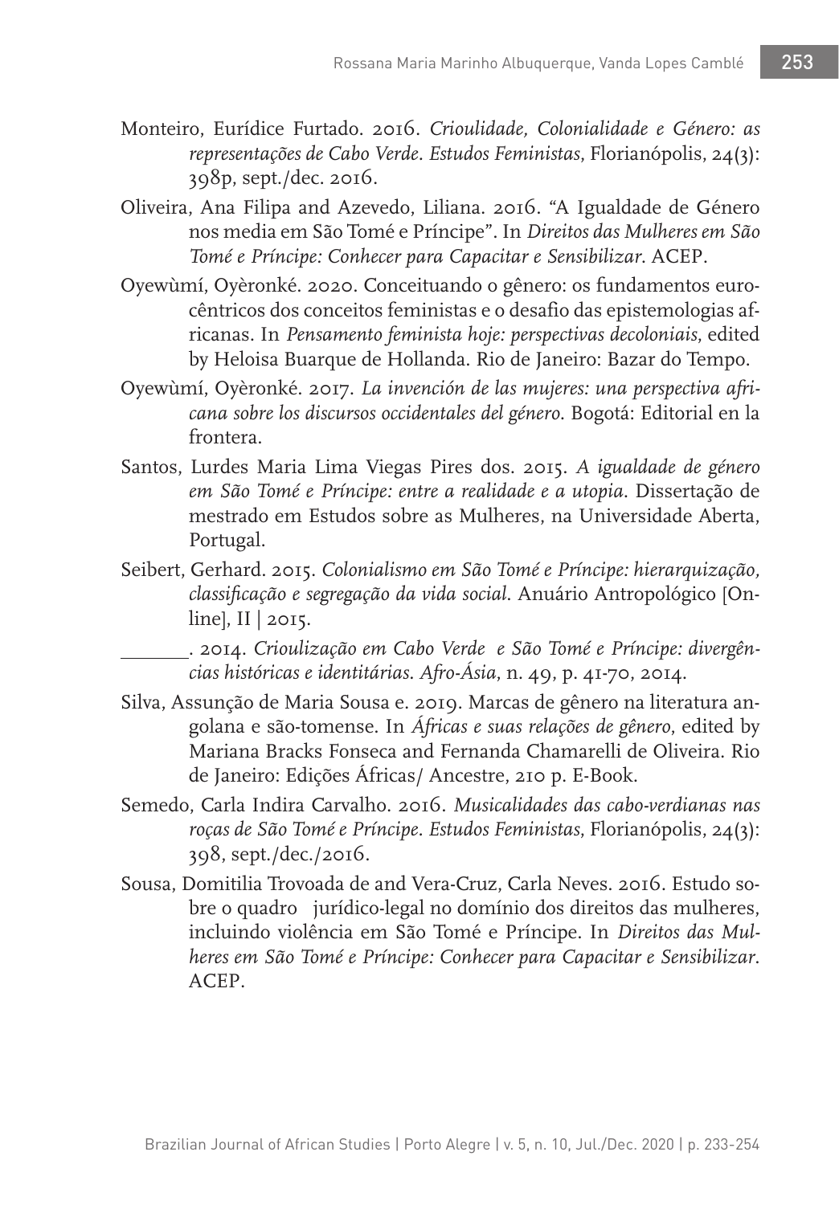Monteiro, Eurídice Furtado. 2016. *Crioulidade, Colonialidade e Género: as representações de Cabo Verde. Estudos Feministas*, Florianópolis, 24(3): 398p, sept./dec. 2016.

Oliveira, Ana Filipa and Azevedo, Liliana. 2016. "A Igualdade de Género nos media em São Tomé e Príncipe". In *Direitos das Mulheres em São Tomé e Príncipe: Conhecer para Capacitar e Sensibilizar*. ACEP.

Oyewùmí, Oyèronké. 2020. Conceituando o gênero: os fundamentos eurocêntricos dos conceitos feministas e o desafio das epistemologias africanas. In *Pensamento feminista hoje: perspectivas decoloniais*, edited by Heloisa Buarque de Hollanda. Rio de Janeiro: Bazar do Tempo.

Oyewùmí, Oyèronké. 2017. *La invención de las mujeres: una perspectiva africana sobre los discursos occidentales del género*. Bogotá: Editorial en la frontera.

Santos, Lurdes Maria Lima Viegas Pires dos. 2015. *A igualdade de género em São Tomé e Príncipe: entre a realidade e a utopia*. Dissertação de mestrado em Estudos sobre as Mulheres, na Universidade Aberta, Portugal.

Seibert, Gerhard. 2015. *Colonialismo em São Tomé e Príncipe: hierarquização, classificação e segregação da vida social*. Anuário Antropológico [Online], II | 2015.

\_\_\_\_\_\_\_. 2014. *Crioulização em Cabo Verde e São Tomé e Príncipe: divergências históricas e identitárias. Afro-Ásia*, n. 49, p. 41-70, 2014.

Silva, Assunção de Maria Sousa e. 2019. Marcas de gênero na literatura angolana e são-tomense. In *Áfricas e suas relações de gênero*, edited by Mariana Bracks Fonseca and Fernanda Chamarelli de Oliveira. Rio de Janeiro: Edições Áfricas/ Ancestre, 210 p. E-Book.

Semedo, Carla Indira Carvalho. 2016. *Musicalidades das cabo-verdianas nas roças de São Tomé e Príncipe. Estudos Feministas*, Florianópolis, 24(3): 398, sept./dec./2016.

Sousa, Domitilia Trovoada de and Vera-Cruz, Carla Neves. 2016. Estudo sobre o quadro jurídico-legal no domínio dos direitos das mulheres, incluindo violência em São Tomé e Príncipe. In *Direitos das Mulheres em São Tomé e Príncipe: Conhecer para Capacitar e Sensibilizar*. ACEP.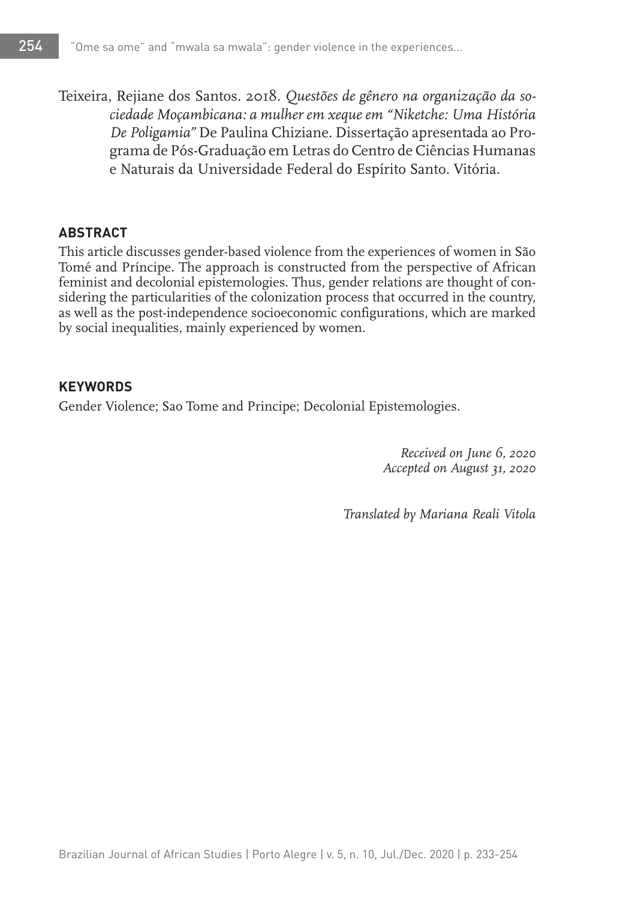Teixeira, Rejiane dos Santos. 2018. *Questões de gênero na organização da sociedade Moçambicana: a mulher em xeque em "Niketche: Uma História De Poligamia"* De Paulina Chiziane. Dissertação apresentada ao Programa de Pós-Graduação em Letras do Centro de Ciências Humanas e Naturais da Universidade Federal do Espírito Santo. Vitória.

## ABSTRACT

This article discusses gender-based violence from the experiences of women in São Tomé and Príncipe. The approach is constructed from the perspective of African feminist and decolonial epistemologies. Thus, gender relations are thought of considering the particularities of the colonization process that occurred in the country, as well as the post-independence socioeconomic configurations, which are marked by social inequalities, mainly experienced by women.

## KEYWORDS

Gender Violence; Sao Tome and Principe; Decolonial Epistemologies.

*Received on June 6, 2020*
*Accepted on August 31, 2020*

*Translated by Mariana Reali Vitola*